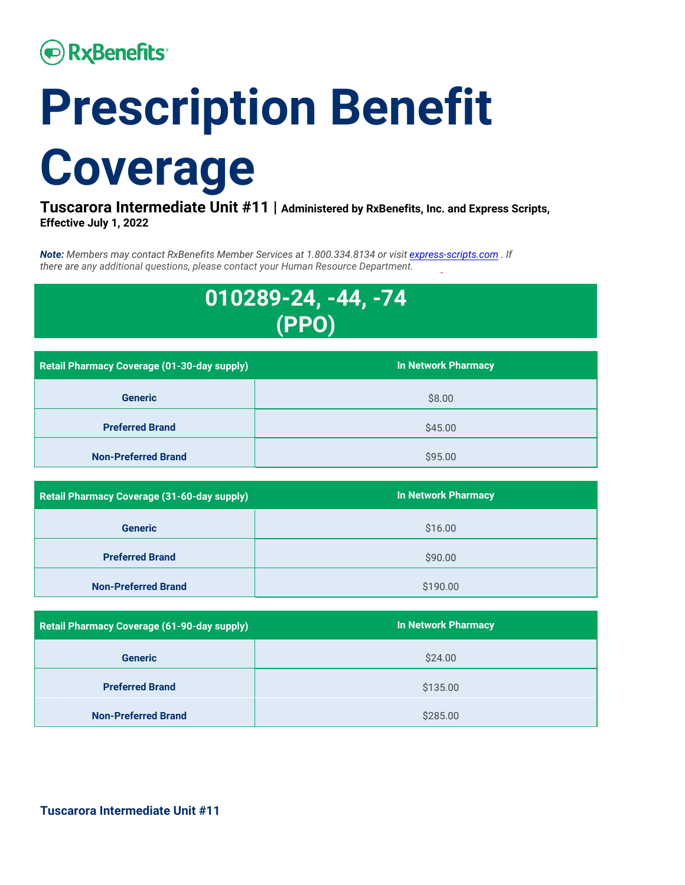RxBenefits

# Prescription Benefit Coverage

**Tuscarora Intermediate Unit #11** | **Administered by RxBenefits, Inc. and Express Scripts, Effective July 1, 2022**

***Note:*** *Members may contact RxBenefits Member Services at 1.800.334.8134 or visit [express-scripts.com](express-scripts.com) . If there are any additional questions, please contact your Human Resource Department.*

## 010289-24, -44, -74 (PPO)

| Retail Pharmacy Coverage (01-30-day supply) | In Network Pharmacy |
|---|---|
| Generic | $8.00 |
| Preferred Brand | $45.00 |
| Non-Preferred Brand | $95.00 |

| Retail Pharmacy Coverage (31-60-day supply) | In Network Pharmacy |
|---|---|
| Generic | $16.00 |
| Preferred Brand | $90.00 |
| Non-Preferred Brand | $190.00 |

| Retail Pharmacy Coverage (61-90-day supply) | In Network Pharmacy |
|---|---|
| Generic | $24.00 |
| Preferred Brand | $135.00 |
| Non-Preferred Brand | $285.00 |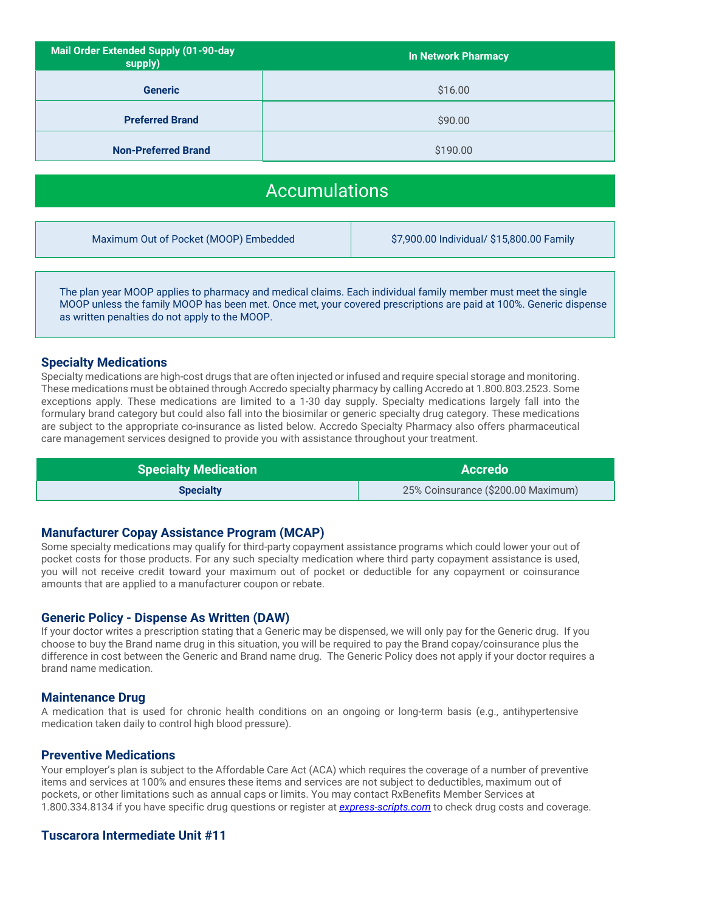| Mail Order Extended Supply (01-90-day supply) | In Network Pharmacy |
|---|---|
| **Generic** | $16.00 |
| **Preferred Brand** | $90.00 |
| **Non-Preferred Brand** | $190.00 |

## Accumulations

| Maximum Out of Pocket (MOOP) Embedded | $7,900.00 Individual/ $15,800.00 Family |
|---|---|

The plan year MOOP applies to pharmacy and medical claims. Each individual family member must meet the single MOOP unless the family MOOP has been met. Once met, your covered prescriptions are paid at 100%. Generic dispense as written penalties do not apply to the MOOP.

### Specialty Medications

Specialty medications are high-cost drugs that are often injected or infused and require special storage and monitoring. These medications must be obtained through Accredo specialty pharmacy by calling Accredo at 1.800.803.2523. Some exceptions apply. These medications are limited to a 1-30 day supply. Specialty medications largely fall into the formulary brand category but could also fall into the biosimilar or generic specialty drug category. These medications are subject to the appropriate co-insurance as listed below. Accredo Specialty Pharmacy also offers pharmaceutical care management services designed to provide you with assistance throughout your treatment.

| Specialty Medication | Accredo |
|---|---|
| **Specialty** | 25% Coinsurance ($200.00 Maximum) |

### Manufacturer Copay Assistance Program (MCAP)

Some specialty medications may qualify for third-party copayment assistance programs which could lower your out of pocket costs for those products. For any such specialty medication where third party copayment assistance is used, you will not receive credit toward your maximum out of pocket or deductible for any copayment or coinsurance amounts that are applied to a manufacturer coupon or rebate.

### Generic Policy - Dispense As Written (DAW)

If your doctor writes a prescription stating that a Generic may be dispensed, we will only pay for the Generic drug. If you choose to buy the Brand name drug in this situation, you will be required to pay the Brand copay/coinsurance plus the difference in cost between the Generic and Brand name drug. The Generic Policy does not apply if your doctor requires a brand name medication.

### Maintenance Drug

A medication that is used for chronic health conditions on an ongoing or long-term basis (e.g., antihypertensive medication taken daily to control high blood pressure).

### Preventive Medications

Your employer's plan is subject to the Affordable Care Act (ACA) which requires the coverage of a number of preventive items and services at 100% and ensures these items and services are not subject to deductibles, maximum out of pockets, or other limitations such as annual caps or limits. You may contact RxBenefits Member Services at 1.800.334.8134 if you have specific drug questions or register at *express-scripts.com* to check drug costs and coverage.

### Tuscarora Intermediate Unit #11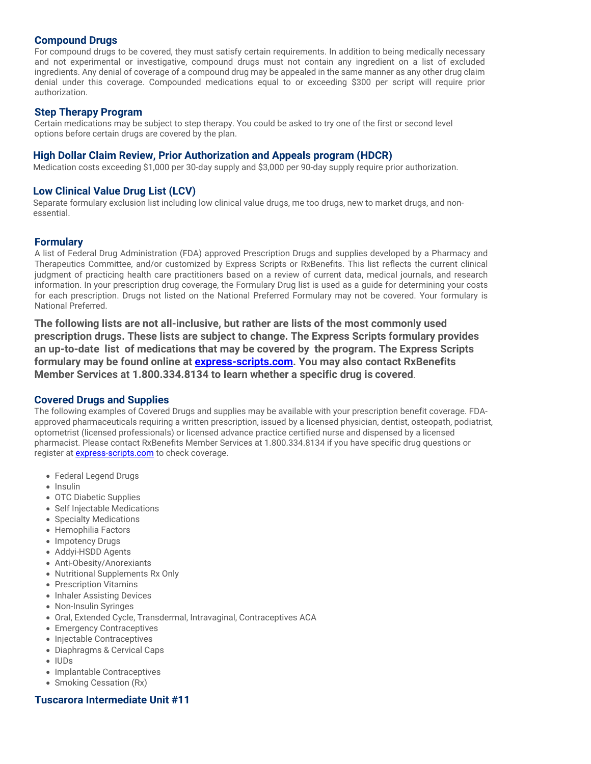## Compound Drugs

For compound drugs to be covered, they must satisfy certain requirements. In addition to being medically necessary and not experimental or investigative, compound drugs must not contain any ingredient on a list of excluded ingredients. Any denial of coverage of a compound drug may be appealed in the same manner as any other drug claim denial under this coverage. Compounded medications equal to or exceeding $300 per script will require prior authorization.

## Step Therapy Program

Certain medications may be subject to step therapy. You could be asked to try one of the first or second level options before certain drugs are covered by the plan.

## High Dollar Claim Review, Prior Authorization and Appeals program (HDCR)

Medication costs exceeding $1,000 per 30-day supply and $3,000 per 90-day supply require prior authorization.

## Low Clinical Value Drug List (LCV)

Separate formulary exclusion list including low clinical value drugs, me too drugs, new to market drugs, and non-essential.

## Formulary

A list of Federal Drug Administration (FDA) approved Prescription Drugs and supplies developed by a Pharmacy and Therapeutics Committee, and/or customized by Express Scripts or RxBenefits. This list reflects the current clinical judgment of practicing health care practitioners based on a review of current data, medical journals, and research information. In your prescription drug coverage, the Formulary Drug list is used as a guide for determining your costs for each prescription. Drugs not listed on the National Preferred Formulary may not be covered. Your formulary is National Preferred.

**The following lists are not all-inclusive, but rather are lists of the most commonly used prescription drugs. These lists are subject to change. The Express Scripts formulary provides an up-to-date list of medications that may be covered by the program. The Express Scripts formulary may be found online at express-scripts.com. You may also contact RxBenefits Member Services at 1.800.334.8134 to learn whether a specific drug is covered**.

## Covered Drugs and Supplies

The following examples of Covered Drugs and supplies may be available with your prescription benefit coverage. FDA-approved pharmaceuticals requiring a written prescription, issued by a licensed physician, dentist, osteopath, podiatrist, optometrist (licensed professionals) or licensed advance practice certified nurse and dispensed by a licensed pharmacist. Please contact RxBenefits Member Services at 1.800.334.8134 if you have specific drug questions or register at express-scripts.com to check coverage.

- Federal Legend Drugs
- Insulin
- OTC Diabetic Supplies
- Self Injectable Medications
- Specialty Medications
- Hemophilia Factors
- Impotency Drugs
- Addyi-HSDD Agents
- Anti-Obesity/Anorexiants
- Nutritional Supplements Rx Only
- Prescription Vitamins
- Inhaler Assisting Devices
- Non-Insulin Syringes
- Oral, Extended Cycle, Transdermal, Intravaginal, Contraceptives ACA
- Emergency Contraceptives
- Injectable Contraceptives
- Diaphragms & Cervical Caps
- IUDs
- Implantable Contraceptives
- Smoking Cessation (Rx)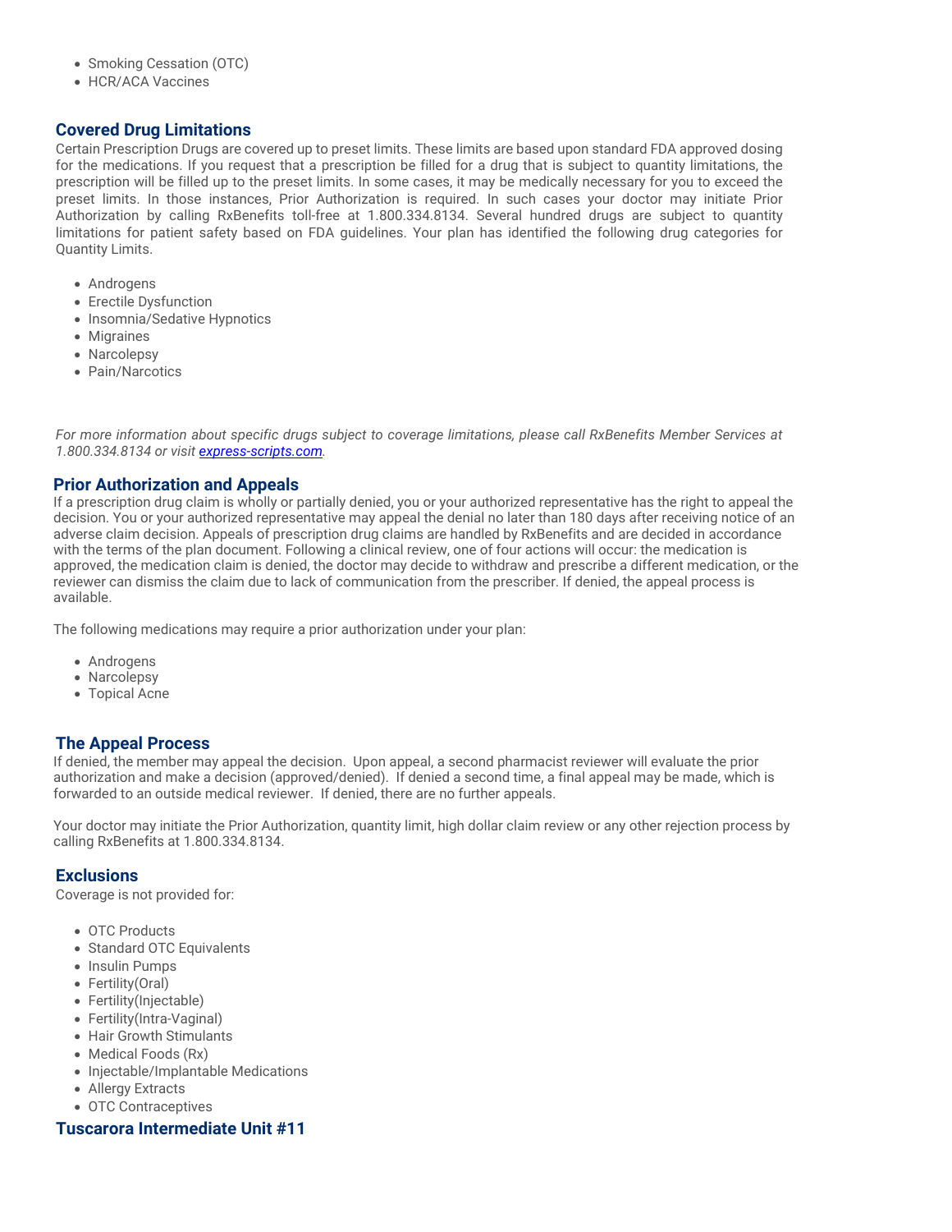- Smoking Cessation (OTC)
- HCR/ACA Vaccines

## Covered Drug Limitations

Certain Prescription Drugs are covered up to preset limits. These limits are based upon standard FDA approved dosing for the medications. If you request that a prescription be filled for a drug that is subject to quantity limitations, the prescription will be filled up to the preset limits. In some cases, it may be medically necessary for you to exceed the preset limits. In those instances, Prior Authorization is required. In such cases your doctor may initiate Prior Authorization by calling RxBenefits toll-free at 1.800.334.8134. Several hundred drugs are subject to quantity limitations for patient safety based on FDA guidelines. Your plan has identified the following drug categories for Quantity Limits.

- Androgens
- Erectile Dysfunction
- Insomnia/Sedative Hypnotics
- Migraines
- Narcolepsy
- Pain/Narcotics

*For more information about specific drugs subject to coverage limitations, please call RxBenefits Member Services at 1.800.334.8134 or visit [express-scripts.com](express-scripts.com).*

## Prior Authorization and Appeals

If a prescription drug claim is wholly or partially denied, you or your authorized representative has the right to appeal the decision. You or your authorized representative may appeal the denial no later than 180 days after receiving notice of an adverse claim decision. Appeals of prescription drug claims are handled by RxBenefits and are decided in accordance with the terms of the plan document. Following a clinical review, one of four actions will occur: the medication is approved, the medication claim is denied, the doctor may decide to withdraw and prescribe a different medication, or the reviewer can dismiss the claim due to lack of communication from the prescriber. If denied, the appeal process is available.

The following medications may require a prior authorization under your plan:

- Androgens
- Narcolepsy
- Topical Acne

## The Appeal Process

If denied, the member may appeal the decision. Upon appeal, a second pharmacist reviewer will evaluate the prior authorization and make a decision (approved/denied). If denied a second time, a final appeal may be made, which is forwarded to an outside medical reviewer. If denied, there are no further appeals.

Your doctor may initiate the Prior Authorization, quantity limit, high dollar claim review or any other rejection process by calling RxBenefits at 1.800.334.8134.

## Exclusions

Coverage is not provided for:

- OTC Products
- Standard OTC Equivalents
- Insulin Pumps
- Fertility(Oral)
- Fertility(Injectable)
- Fertility(Intra-Vaginal)
- Hair Growth Stimulants
- Medical Foods (Rx)
- Injectable/Implantable Medications
- Allergy Extracts
- OTC Contraceptives

## Tuscarora Intermediate Unit #11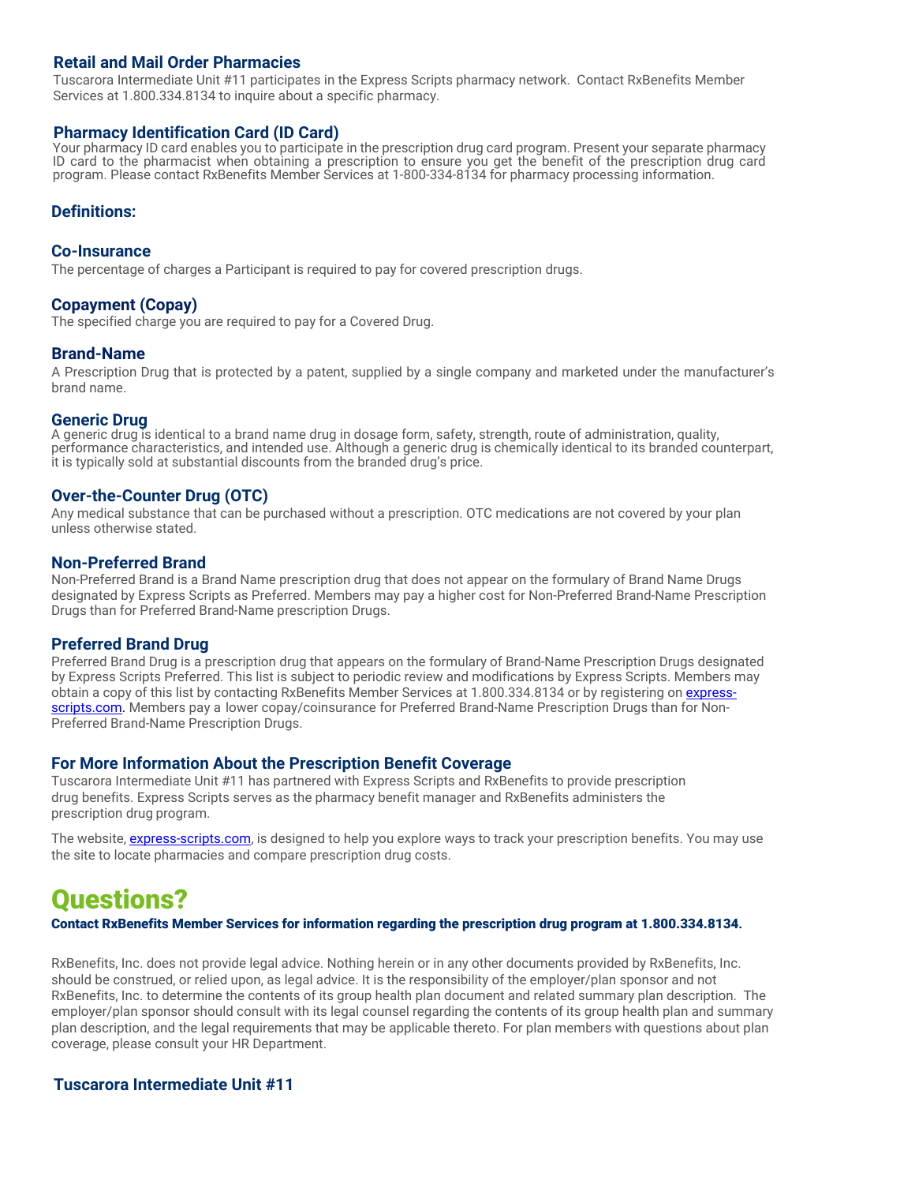### Retail and Mail Order Pharmacies

Tuscarora Intermediate Unit #11 participates in the Express Scripts pharmacy network. Contact RxBenefits Member Services at 1.800.334.8134 to inquire about a specific pharmacy.

### Pharmacy Identification Card (ID Card)

Your pharmacy ID card enables you to participate in the prescription drug card program. Present your separate pharmacy ID card to the pharmacist when obtaining a prescription to ensure you get the benefit of the prescription drug card program. Please contact RxBenefits Member Services at 1-800-334-8134 for pharmacy processing information.

### Definitions:

**Co-Insurance**

The percentage of charges a Participant is required to pay for covered prescription drugs.

**Copayment (Copay)**

The specified charge you are required to pay for a Covered Drug.

**Brand-Name**

A Prescription Drug that is protected by a patent, supplied by a single company and marketed under the manufacturer's brand name.

**Generic Drug**

A generic drug is identical to a brand name drug in dosage form, safety, strength, route of administration, quality, performance characteristics, and intended use. Although a generic drug is chemically identical to its branded counterpart, it is typically sold at substantial discounts from the branded drug's price.

**Over-the-Counter Drug (OTC)**

Any medical substance that can be purchased without a prescription. OTC medications are not covered by your plan unless otherwise stated.

**Non-Preferred Brand**

Non-Preferred Brand is a Brand Name prescription drug that does not appear on the formulary of Brand Name Drugs designated by Express Scripts as Preferred. Members may pay a higher cost for Non-Preferred Brand-Name Prescription Drugs than for Preferred Brand-Name prescription Drugs.

**Preferred Brand Drug**

Preferred Brand Drug is a prescription drug that appears on the formulary of Brand-Name Prescription Drugs designated by Express Scripts Preferred. This list is subject to periodic review and modifications by Express Scripts. Members may obtain a copy of this list by contacting RxBenefits Member Services at 1.800.334.8134 or by registering on express-scripts.com. Members pay a lower copay/coinsurance for Preferred Brand-Name Prescription Drugs than for Non-Preferred Brand-Name Prescription Drugs.

### For More Information About the Prescription Benefit Coverage

Tuscarora Intermediate Unit #11 has partnered with Express Scripts and RxBenefits to provide prescription drug benefits. Express Scripts serves as the pharmacy benefit manager and RxBenefits administers the prescription drug program.

The website, express-scripts.com, is designed to help you explore ways to track your prescription benefits. You may use the site to locate pharmacies and compare prescription drug costs.

# Questions?

**Contact RxBenefits Member Services for information regarding the prescription drug program at 1.800.334.8134.**

RxBenefits, Inc. does not provide legal advice. Nothing herein or in any other documents provided by RxBenefits, Inc. should be construed, or relied upon, as legal advice. It is the responsibility of the employer/plan sponsor and not RxBenefits, Inc. to determine the contents of its group health plan document and related summary plan description. The employer/plan sponsor should consult with its legal counsel regarding the contents of its group health plan and summary plan description, and the legal requirements that may be applicable thereto. For plan members with questions about plan coverage, please consult your HR Department.

**Tuscarora Intermediate Unit #11**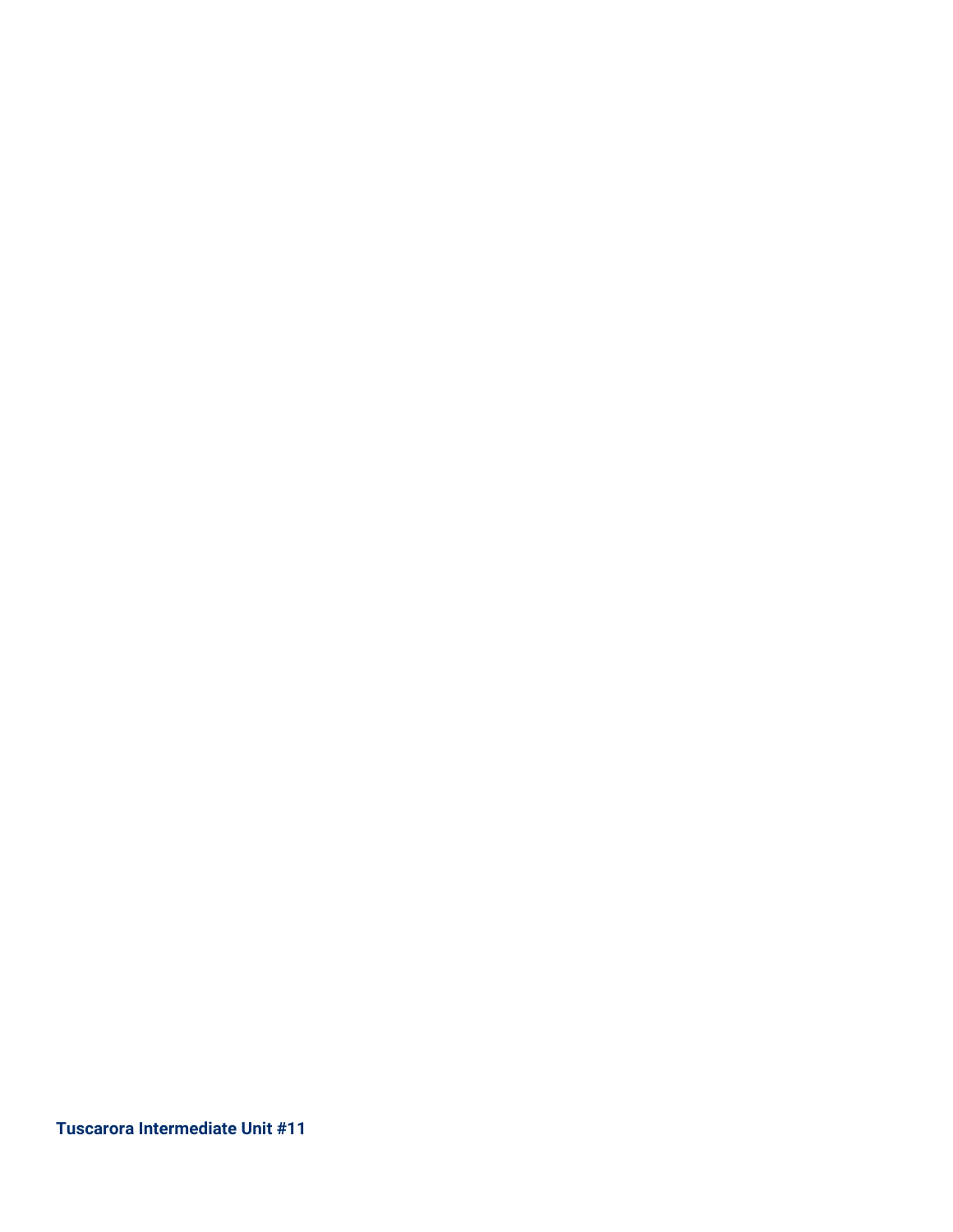**Tuscarora Intermediate Unit #11**